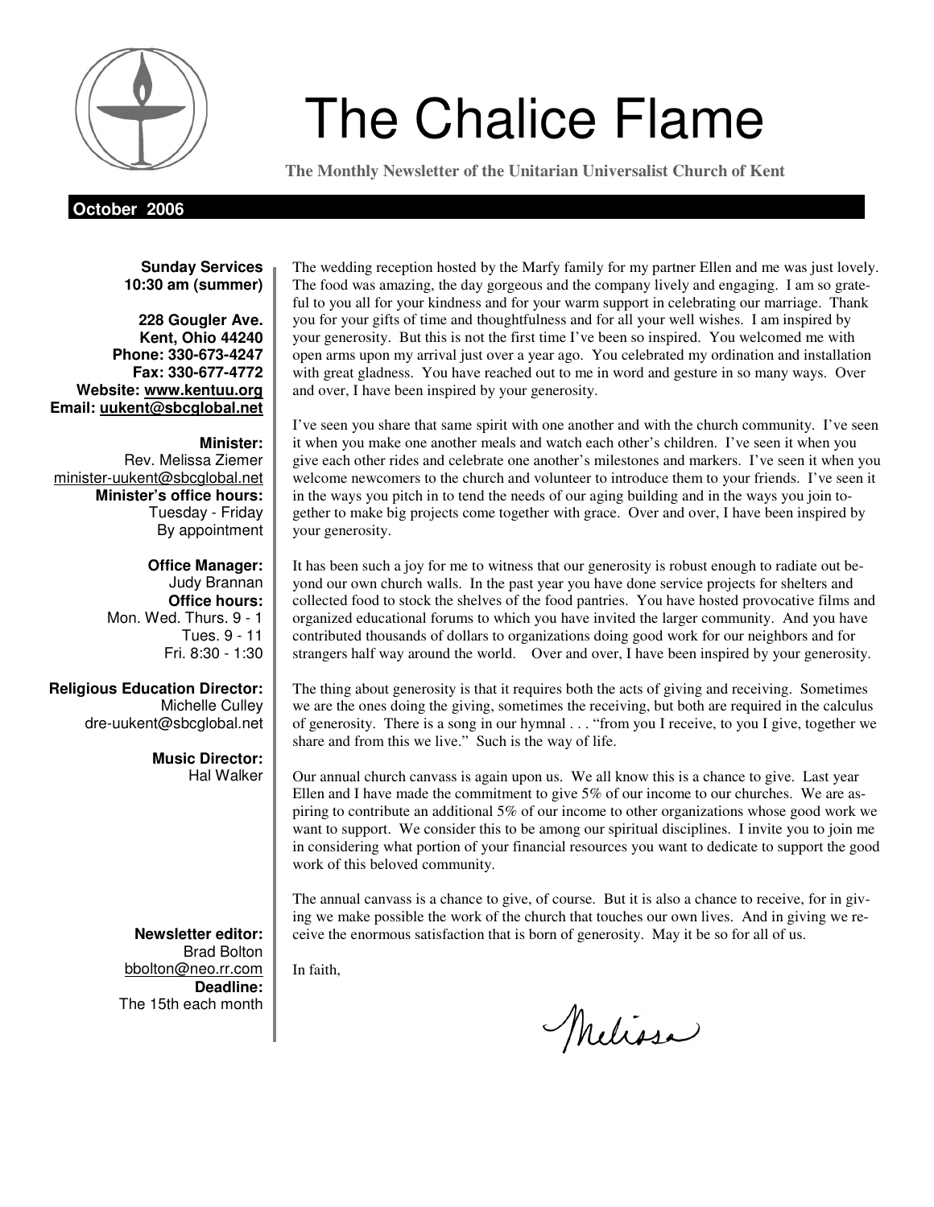# The Chalice Flame

**The Monthly Newsletter of the Unitarian Universalist Church of Kent**

**October 2006**

**Sunday Services**
**10:30 am (summer)**

**228 Gougler Ave.**
**Kent, Ohio 44240**
**Phone: 330-673-4247**
**Fax: 330-677-4772**
**Website: www.kentuu.org**
**Email: uukent@sbcglobal.net**

**Minister:**
Rev. Melissa Ziemer
minister-uukent@sbcglobal.net
**Minister's office hours:**
Tuesday - Friday
By appointment

**Office Manager:**
Judy Brannan
**Office hours:**
Mon. Wed. Thurs. 9 - 1
Tues. 9 - 11
Fri. 8:30 - 1:30

**Religious Education Director:**
Michelle Culley
dre-uukent@sbcglobal.net

**Music Director:**
Hal Walker

**Newsletter editor:**
Brad Bolton
bbolton@neo.rr.com
**Deadline:**
The 15th each month

The wedding reception hosted by the Marfy family for my partner Ellen and me was just lovely. The food was amazing, the day gorgeous and the company lively and engaging. I am so grateful to you all for your kindness and for your warm support in celebrating our marriage. Thank you for your gifts of time and thoughtfulness and for all your well wishes. I am inspired by your generosity. But this is not the first time I've been so inspired. You welcomed me with open arms upon my arrival just over a year ago. You celebrated my ordination and installation with great gladness. You have reached out to me in word and gesture in so many ways. Over and over, I have been inspired by your generosity.

I've seen you share that same spirit with one another and with the church community. I've seen it when you make one another meals and watch each other's children. I've seen it when you give each other rides and celebrate one another's milestones and markers. I've seen it when you welcome newcomers to the church and volunteer to introduce them to your friends. I've seen it in the ways you pitch in to tend the needs of our aging building and in the ways you join together to make big projects come together with grace. Over and over, I have been inspired by your generosity.

It has been such a joy for me to witness that our generosity is robust enough to radiate out beyond our own church walls. In the past year you have done service projects for shelters and collected food to stock the shelves of the food pantries. You have hosted provocative films and organized educational forums to which you have invited the larger community. And you have contributed thousands of dollars to organizations doing good work for our neighbors and for strangers half way around the world. Over and over, I have been inspired by your generosity.

The thing about generosity is that it requires both the acts of giving and receiving. Sometimes we are the ones doing the giving, sometimes the receiving, but both are required in the calculus of generosity. There is a song in our hymnal . . . "from you I receive, to you I give, together we share and from this we live." Such is the way of life.

Our annual church canvass is again upon us. We all know this is a chance to give. Last year Ellen and I have made the commitment to give 5% of our income to our churches. We are aspiring to contribute an additional 5% of our income to other organizations whose good work we want to support. We consider this to be among our spiritual disciplines. I invite you to join me in considering what portion of your financial resources you want to dedicate to support the good work of this beloved community.

The annual canvass is a chance to give, of course. But it is also a chance to receive, for in giving we make possible the work of the church that touches our own lives. And in giving we receive the enormous satisfaction that is born of generosity. May it be so for all of us.

In faith,

Melissa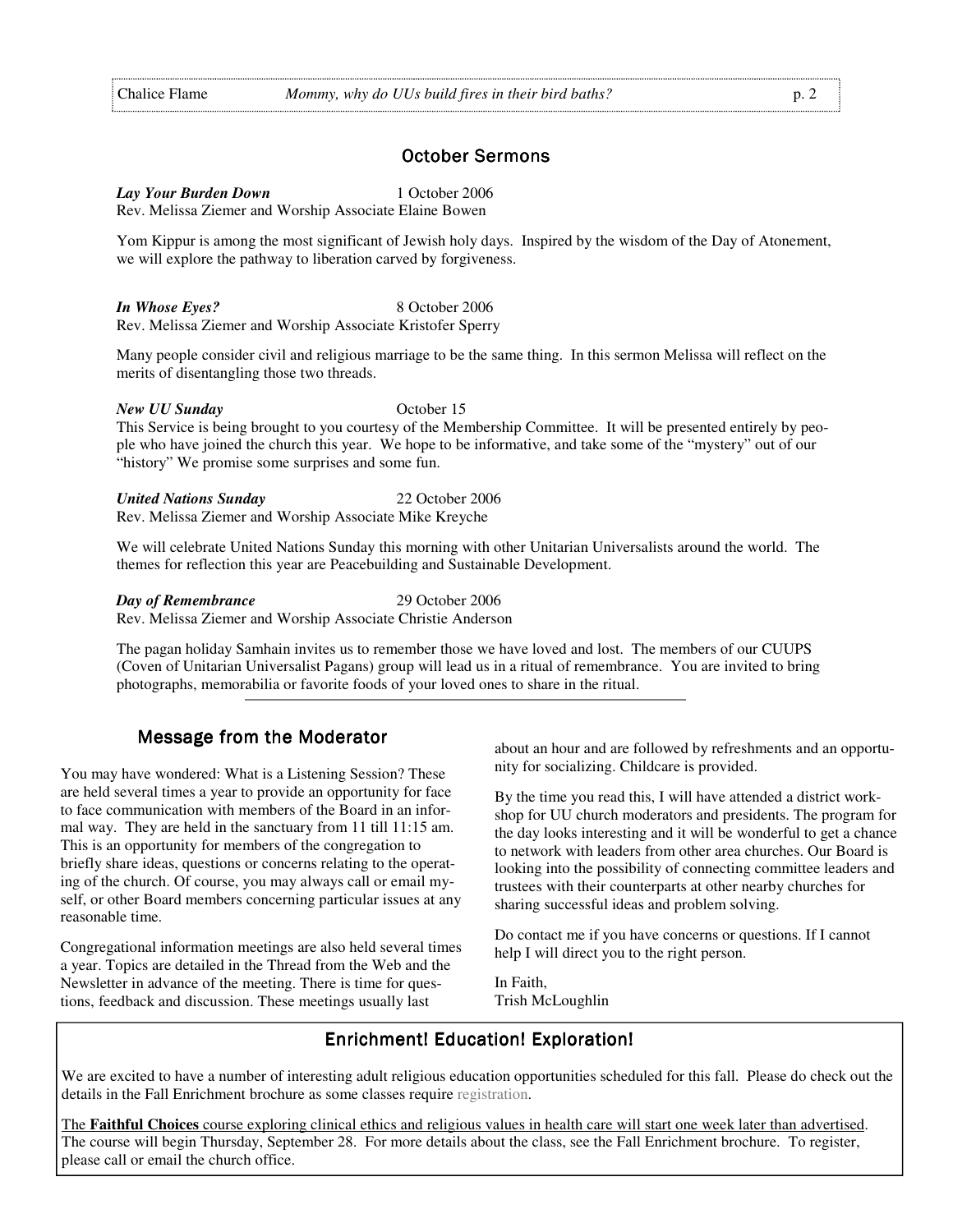## October Sermons

***Lay Your Burden Down*** 1 October 2006
Rev. Melissa Ziemer and Worship Associate Elaine Bowen

Yom Kippur is among the most significant of Jewish holy days. Inspired by the wisdom of the Day of Atonement, we will explore the pathway to liberation carved by forgiveness.

***In Whose Eyes?*** 8 October 2006
Rev. Melissa Ziemer and Worship Associate Kristofer Sperry

Many people consider civil and religious marriage to be the same thing. In this sermon Melissa will reflect on the merits of disentangling those two threads.

***New UU Sunday*** October 15
This Service is being brought to you courtesy of the Membership Committee. It will be presented entirely by people who have joined the church this year. We hope to be informative, and take some of the "mystery" out of our "history" We promise some surprises and some fun.

***United Nations Sunday*** 22 October 2006
Rev. Melissa Ziemer and Worship Associate Mike Kreyche

We will celebrate United Nations Sunday this morning with other Unitarian Universalists around the world. The themes for reflection this year are Peacebuilding and Sustainable Development.

***Day of Remembrance*** 29 October 2006
Rev. Melissa Ziemer and Worship Associate Christie Anderson

The pagan holiday Samhain invites us to remember those we have loved and lost. The members of our CUUPS (Coven of Unitarian Universalist Pagans) group will lead us in a ritual of remembrance. You are invited to bring photographs, memorabilia or favorite foods of your loved ones to share in the ritual.

## Message from the Moderator

You may have wondered: What is a Listening Session? These are held several times a year to provide an opportunity for face to face communication with members of the Board in an informal way. They are held in the sanctuary from 11 till 11:15 am. This is an opportunity for members of the congregation to briefly share ideas, questions or concerns relating to the operating of the church. Of course, you may always call or email myself, or other Board members concerning particular issues at any reasonable time.

Congregational information meetings are also held several times a year. Topics are detailed in the Thread from the Web and the Newsletter in advance of the meeting. There is time for questions, feedback and discussion. These meetings usually last about an hour and are followed by refreshments and an opportunity for socializing. Childcare is provided.

By the time you read this, I will have attended a district workshop for UU church moderators and presidents. The program for the day looks interesting and it will be wonderful to get a chance to network with leaders from other area churches. Our Board is looking into the possibility of connecting committee leaders and trustees with their counterparts at other nearby churches for sharing successful ideas and problem solving.

Do contact me if you have concerns or questions. If I cannot help I will direct you to the right person.

In Faith,
Trish McLoughlin

## Enrichment! Education! Exploration!

We are excited to have a number of interesting adult religious education opportunities scheduled for this fall. Please do check out the details in the Fall Enrichment brochure as some classes require registration.

The **Faithful Choices** course exploring clinical ethics and religious values in health care will start one week later than advertised. The course will begin Thursday, September 28. For more details about the class, see the Fall Enrichment brochure. To register, please call or email the church office.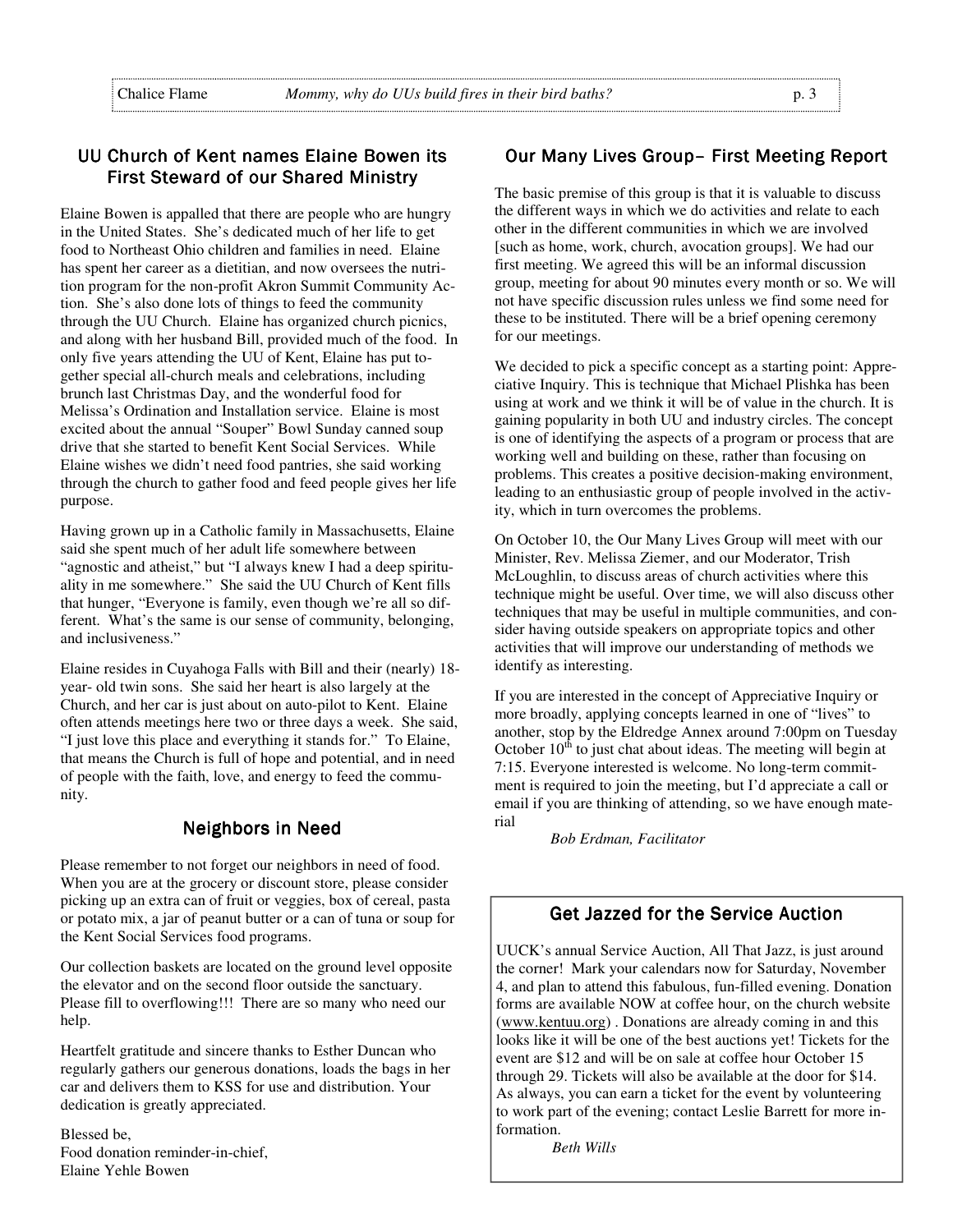## UU Church of Kent names Elaine Bowen its First Steward of our Shared Ministry

Elaine Bowen is appalled that there are people who are hungry in the United States. She's dedicated much of her life to get food to Northeast Ohio children and families in need. Elaine has spent her career as a dietitian, and now oversees the nutrition program for the non-profit Akron Summit Community Action. She's also done lots of things to feed the community through the UU Church. Elaine has organized church picnics, and along with her husband Bill, provided much of the food. In only five years attending the UU of Kent, Elaine has put together special all-church meals and celebrations, including brunch last Christmas Day, and the wonderful food for Melissa's Ordination and Installation service. Elaine is most excited about the annual "Souper" Bowl Sunday canned soup drive that she started to benefit Kent Social Services. While Elaine wishes we didn't need food pantries, she said working through the church to gather food and feed people gives her life purpose.

Having grown up in a Catholic family in Massachusetts, Elaine said she spent much of her adult life somewhere between "agnostic and atheist," but "I always knew I had a deep spirituality in me somewhere." She said the UU Church of Kent fills that hunger, "Everyone is family, even though we're all so different. What's the same is our sense of community, belonging, and inclusiveness."

Elaine resides in Cuyahoga Falls with Bill and their (nearly) 18-year- old twin sons. She said her heart is also largely at the Church, and her car is just about on auto-pilot to Kent. Elaine often attends meetings here two or three days a week. She said, "I just love this place and everything it stands for." To Elaine, that means the Church is full of hope and potential, and in need of people with the faith, love, and energy to feed the community.

## Neighbors in Need

Please remember to not forget our neighbors in need of food. When you are at the grocery or discount store, please consider picking up an extra can of fruit or veggies, box of cereal, pasta or potato mix, a jar of peanut butter or a can of tuna or soup for the Kent Social Services food programs.

Our collection baskets are located on the ground level opposite the elevator and on the second floor outside the sanctuary. Please fill to overflowing!!! There are so many who need our help.

Heartfelt gratitude and sincere thanks to Esther Duncan who regularly gathers our generous donations, loads the bags in her car and delivers them to KSS for use and distribution. Your dedication is greatly appreciated.

Blessed be,
Food donation reminder-in-chief,
Elaine Yehle Bowen

## Our Many Lives Group– First Meeting Report

The basic premise of this group is that it is valuable to discuss the different ways in which we do activities and relate to each other in the different communities in which we are involved [such as home, work, church, avocation groups]. We had our first meeting. We agreed this will be an informal discussion group, meeting for about 90 minutes every month or so. We will not have specific discussion rules unless we find some need for these to be instituted. There will be a brief opening ceremony for our meetings.

We decided to pick a specific concept as a starting point: Appreciative Inquiry. This is technique that Michael Plishka has been using at work and we think it will be of value in the church. It is gaining popularity in both UU and industry circles. The concept is one of identifying the aspects of a program or process that are working well and building on these, rather than focusing on problems. This creates a positive decision-making environment, leading to an enthusiastic group of people involved in the activity, which in turn overcomes the problems.

On October 10, the Our Many Lives Group will meet with our Minister, Rev. Melissa Ziemer, and our Moderator, Trish McLoughlin, to discuss areas of church activities where this technique might be useful. Over time, we will also discuss other techniques that may be useful in multiple communities, and consider having outside speakers on appropriate topics and other activities that will improve our understanding of methods we identify as interesting.

If you are interested in the concept of Appreciative Inquiry or more broadly, applying concepts learned in one of "lives" to another, stop by the Eldredge Annex around 7:00pm on Tuesday October 10th to just chat about ideas. The meeting will begin at 7:15. Everyone interested is welcome. No long-term commitment is required to join the meeting, but I'd appreciate a call or email if you are thinking of attending, so we have enough material

*Bob Erdman, Facilitator*

## Get Jazzed for the Service Auction

UUCK's annual Service Auction, All That Jazz, is just around the corner! Mark your calendars now for Saturday, November 4, and plan to attend this fabulous, fun-filled evening. Donation forms are available NOW at coffee hour, on the church website (www.kentuu.org) . Donations are already coming in and this looks like it will be one of the best auctions yet! Tickets for the event are $12 and will be on sale at coffee hour October 15 through 29. Tickets will also be available at the door for $14. As always, you can earn a ticket for the event by volunteering to work part of the evening; contact Leslie Barrett for more information.

*Beth Wills*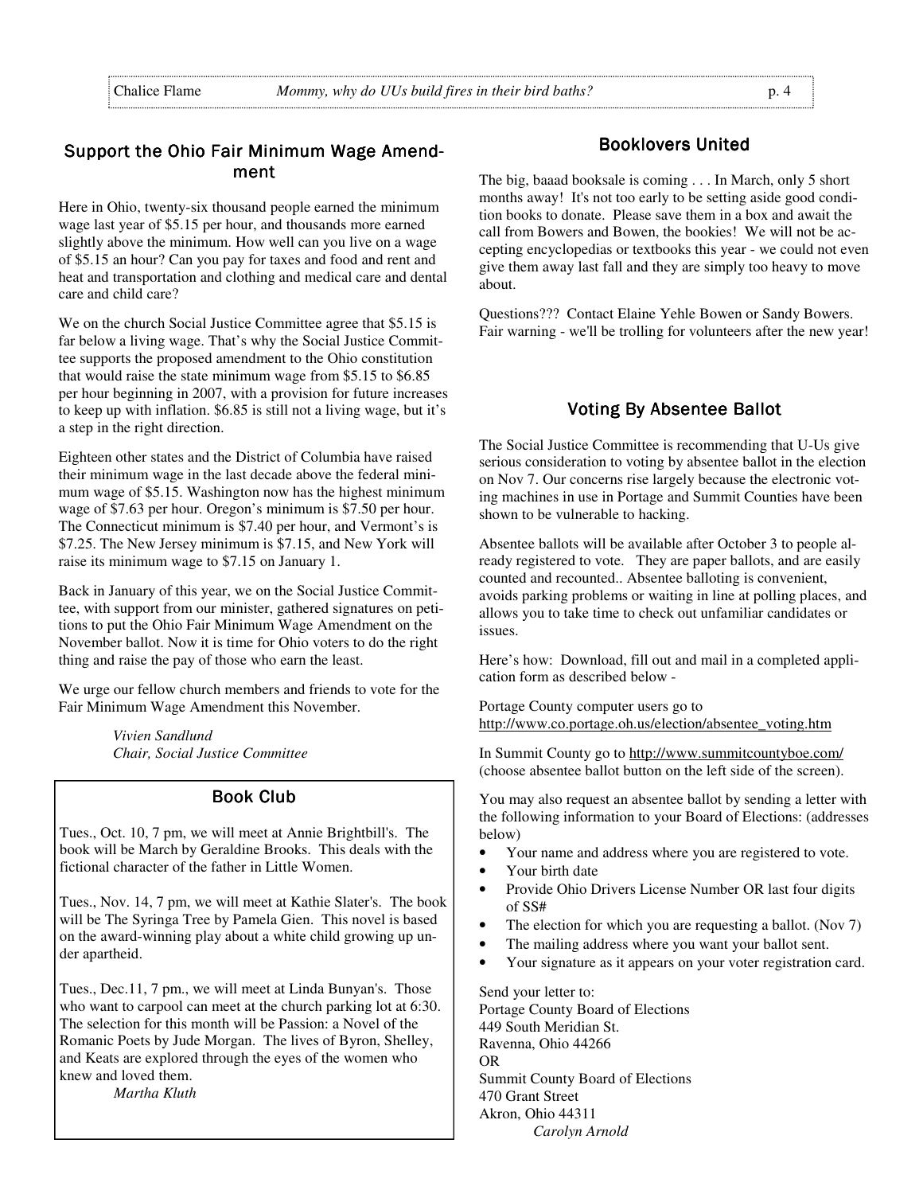## Support the Ohio Fair Minimum Wage Amendment

Here in Ohio, twenty-six thousand people earned the minimum wage last year of $5.15 per hour, and thousands more earned slightly above the minimum. How well can you live on a wage of $5.15 an hour? Can you pay for taxes and food and rent and heat and transportation and clothing and medical care and dental care and child care?

We on the church Social Justice Committee agree that $5.15 is far below a living wage. That's why the Social Justice Committee supports the proposed amendment to the Ohio constitution that would raise the state minimum wage from $5.15 to $6.85 per hour beginning in 2007, with a provision for future increases to keep up with inflation. $6.85 is still not a living wage, but it's a step in the right direction.

Eighteen other states and the District of Columbia have raised their minimum wage in the last decade above the federal minimum wage of $5.15. Washington now has the highest minimum wage of $7.63 per hour. Oregon's minimum is $7.50 per hour. The Connecticut minimum is $7.40 per hour, and Vermont's is $7.25. The New Jersey minimum is $7.15, and New York will raise its minimum wage to $7.15 on January 1.

Back in January of this year, we on the Social Justice Committee, with support from our minister, gathered signatures on petitions to put the Ohio Fair Minimum Wage Amendment on the November ballot. Now it is time for Ohio voters to do the right thing and raise the pay of those who earn the least.

We urge our fellow church members and friends to vote for the Fair Minimum Wage Amendment this November.

*Vivien Sandlund*
*Chair, Social Justice Committee*

## Book Club

Tues., Oct. 10, 7 pm, we will meet at Annie Brightbill's. The book will be March by Geraldine Brooks. This deals with the fictional character of the father in Little Women.

Tues., Nov. 14, 7 pm, we will meet at Kathie Slater's. The book will be The Syringa Tree by Pamela Gien. This novel is based on the award-winning play about a white child growing up under apartheid.

Tues., Dec.11, 7 pm., we will meet at Linda Bunyan's. Those who want to carpool can meet at the church parking lot at 6:30. The selection for this month will be Passion: a Novel of the Romanic Poets by Jude Morgan. The lives of Byron, Shelley, and Keats are explored through the eyes of the women who knew and loved them.

*Martha Kluth*

## Booklovers United

The big, baaad booksale is coming . . . In March, only 5 short months away! It's not too early to be setting aside good condition books to donate. Please save them in a box and await the call from Bowers and Bowen, the bookies! We will not be accepting encyclopedias or textbooks this year - we could not even give them away last fall and they are simply too heavy to move about.

Questions??? Contact Elaine Yehle Bowen or Sandy Bowers. Fair warning - we'll be trolling for volunteers after the new year!

## Voting By Absentee Ballot

The Social Justice Committee is recommending that U-Us give serious consideration to voting by absentee ballot in the election on Nov 7. Our concerns rise largely because the electronic voting machines in use in Portage and Summit Counties have been shown to be vulnerable to hacking.

Absentee ballots will be available after October 3 to people already registered to vote. They are paper ballots, and are easily counted and recounted.. Absentee balloting is convenient, avoids parking problems or waiting in line at polling places, and allows you to take time to check out unfamiliar candidates or issues.

Here's how: Download, fill out and mail in a completed application form as described below -

Portage County computer users go to http://www.co.portage.oh.us/election/absentee_voting.htm

In Summit County go to http://www.summitcountyboe.com/ (choose absentee ballot button on the left side of the screen).

You may also request an absentee ballot by sending a letter with the following information to your Board of Elections: (addresses below)

- Your name and address where you are registered to vote.
- Your birth date
- Provide Ohio Drivers License Number OR last four digits of SS#
- The election for which you are requesting a ballot. (Nov 7)
- The mailing address where you want your ballot sent.
- Your signature as it appears on your voter registration card.

Send your letter to:
Portage County Board of Elections
449 South Meridian St.
Ravenna, Ohio 44266
OR
Summit County Board of Elections
470 Grant Street
Akron, Ohio 44311

*Carolyn Arnold*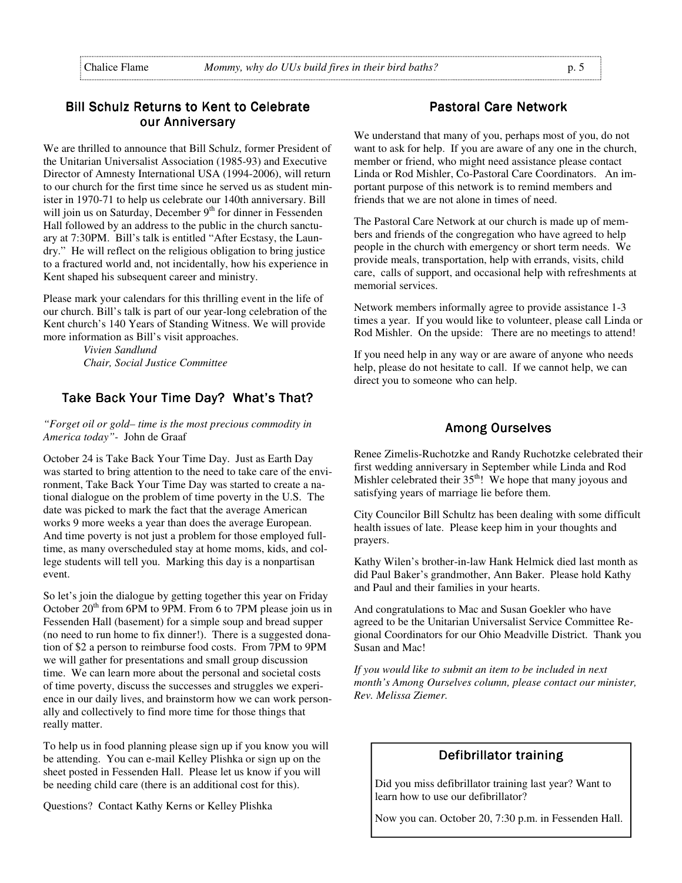## Bill Schulz Returns to Kent to Celebrate our Anniversary

We are thrilled to announce that Bill Schulz, former President of the Unitarian Universalist Association (1985-93) and Executive Director of Amnesty International USA (1994-2006), will return to our church for the first time since he served us as student minister in 1970-71 to help us celebrate our 140th anniversary. Bill will join us on Saturday, December 9th for dinner in Fessenden Hall followed by an address to the public in the church sanctuary at 7:30PM. Bill's talk is entitled "After Ecstasy, the Laundry." He will reflect on the religious obligation to bring justice to a fractured world and, not incidentally, how his experience in Kent shaped his subsequent career and ministry.

Please mark your calendars for this thrilling event in the life of our church. Bill's talk is part of our year-long celebration of the Kent church's 140 Years of Standing Witness. We will provide more information as Bill's visit approaches.

*Vivien Sandlund*
*Chair, Social Justice Committee*

## Take Back Your Time Day? What's That?

*"Forget oil or gold– time is the most precious commodity in America today"-* John de Graaf

October 24 is Take Back Your Time Day. Just as Earth Day was started to bring attention to the need to take care of the environment, Take Back Your Time Day was started to create a national dialogue on the problem of time poverty in the U.S. The date was picked to mark the fact that the average American works 9 more weeks a year than does the average European. And time poverty is not just a problem for those employed full-time, as many overscheduled stay at home moms, kids, and college students will tell you. Marking this day is a nonpartisan event.

So let's join the dialogue by getting together this year on Friday October 20th from 6PM to 9PM. From 6 to 7PM please join us in Fessenden Hall (basement) for a simple soup and bread supper (no need to run home to fix dinner!). There is a suggested donation of $2 a person to reimburse food costs. From 7PM to 9PM we will gather for presentations and small group discussion time. We can learn more about the personal and societal costs of time poverty, discuss the successes and struggles we experience in our daily lives, and brainstorm how we can work personally and collectively to find more time for those things that really matter.

To help us in food planning please sign up if you know you will be attending. You can e-mail Kelley Plishka or sign up on the sheet posted in Fessenden Hall. Please let us know if you will be needing child care (there is an additional cost for this).

Questions? Contact Kathy Kerns or Kelley Plishka

## Pastoral Care Network

We understand that many of you, perhaps most of you, do not want to ask for help. If you are aware of any one in the church, member or friend, who might need assistance please contact Linda or Rod Mishler, Co-Pastoral Care Coordinators. An important purpose of this network is to remind members and friends that we are not alone in times of need.

The Pastoral Care Network at our church is made up of members and friends of the congregation who have agreed to help people in the church with emergency or short term needs. We provide meals, transportation, help with errands, visits, child care, calls of support, and occasional help with refreshments at memorial services.

Network members informally agree to provide assistance 1-3 times a year. If you would like to volunteer, please call Linda or Rod Mishler. On the upside: There are no meetings to attend!

If you need help in any way or are aware of anyone who needs help, please do not hesitate to call. If we cannot help, we can direct you to someone who can help.

## Among Ourselves

Renee Zimelis-Ruchotzke and Randy Ruchotzke celebrated their first wedding anniversary in September while Linda and Rod Mishler celebrated their 35th! We hope that many joyous and satisfying years of marriage lie before them.

City Councilor Bill Schultz has been dealing with some difficult health issues of late. Please keep him in your thoughts and prayers.

Kathy Wilen's brother-in-law Hank Helmick died last month as did Paul Baker's grandmother, Ann Baker. Please hold Kathy and Paul and their families in your hearts.

And congratulations to Mac and Susan Goekler who have agreed to be the Unitarian Universalist Service Committee Regional Coordinators for our Ohio Meadville District. Thank you Susan and Mac!

*If you would like to submit an item to be included in next month's Among Ourselves column, please contact our minister, Rev. Melissa Ziemer.*

## Defibrillator training

Did you miss defibrillator training last year? Want to learn how to use our defibrillator?

Now you can. October 20, 7:30 p.m. in Fessenden Hall.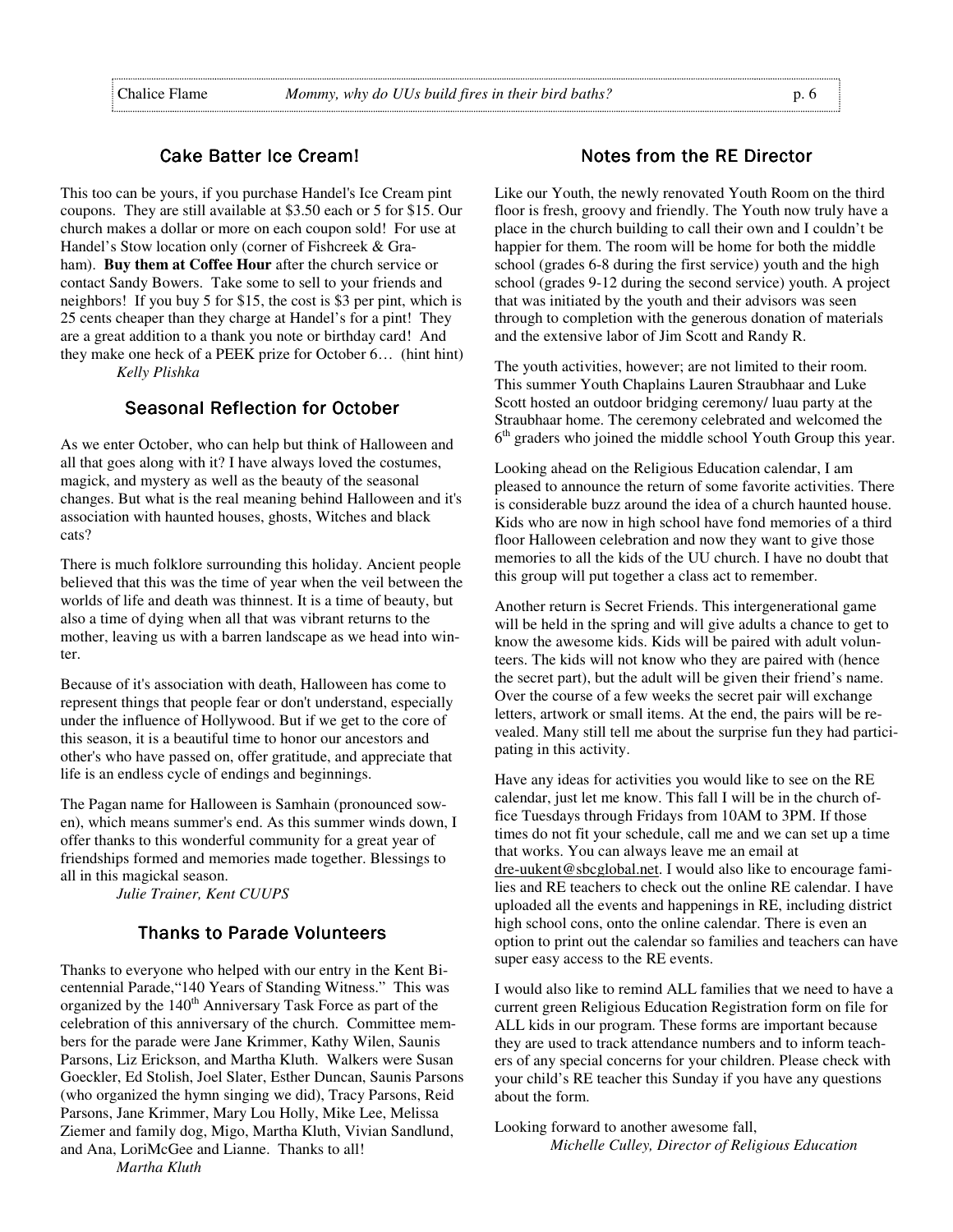## Cake Batter Ice Cream!

This too can be yours, if you purchase Handel's Ice Cream pint coupons. They are still available at $3.50 each or 5 for $15. Our church makes a dollar or more on each coupon sold! For use at Handel's Stow location only (corner of Fishcreek & Graham). **Buy them at Coffee Hour** after the church service or contact Sandy Bowers. Take some to sell to your friends and neighbors! If you buy 5 for $15, the cost is $3 per pint, which is 25 cents cheaper than they charge at Handel's for a pint! They are a great addition to a thank you note or birthday card! And they make one heck of a PEEK prize for October 6… (hint hint)

*Kelly Plishka*

## Seasonal Reflection for October

As we enter October, who can help but think of Halloween and all that goes along with it? I have always loved the costumes, magick, and mystery as well as the beauty of the seasonal changes. But what is the real meaning behind Halloween and it's association with haunted houses, ghosts, Witches and black cats?

There is much folklore surrounding this holiday. Ancient people believed that this was the time of year when the veil between the worlds of life and death was thinnest. It is a time of beauty, but also a time of dying when all that was vibrant returns to the mother, leaving us with a barren landscape as we head into winter.

Because of it's association with death, Halloween has come to represent things that people fear or don't understand, especially under the influence of Hollywood. But if we get to the core of this season, it is a beautiful time to honor our ancestors and other's who have passed on, offer gratitude, and appreciate that life is an endless cycle of endings and beginnings.

The Pagan name for Halloween is Samhain (pronounced sow-en), which means summer's end. As this summer winds down, I offer thanks to this wonderful community for a great year of friendships formed and memories made together. Blessings to all in this magickal season.

*Julie Trainer, Kent CUUPS*

## Thanks to Parade Volunteers

Thanks to everyone who helped with our entry in the Kent Bicentennial Parade,"140 Years of Standing Witness." This was organized by the 140th Anniversary Task Force as part of the celebration of this anniversary of the church. Committee members for the parade were Jane Krimmer, Kathy Wilen, Saunis Parsons, Liz Erickson, and Martha Kluth. Walkers were Susan Goeckler, Ed Stolish, Joel Slater, Esther Duncan, Saunis Parsons (who organized the hymn singing we did), Tracy Parsons, Reid Parsons, Jane Krimmer, Mary Lou Holly, Mike Lee, Melissa Ziemer and family dog, Migo, Martha Kluth, Vivian Sandlund, and Ana, LoriMcGee and Lianne. Thanks to all!

*Martha Kluth*

## Notes from the RE Director

Like our Youth, the newly renovated Youth Room on the third floor is fresh, groovy and friendly. The Youth now truly have a place in the church building to call their own and I couldn't be happier for them. The room will be home for both the middle school (grades 6-8 during the first service) youth and the high school (grades 9-12 during the second service) youth. A project that was initiated by the youth and their advisors was seen through to completion with the generous donation of materials and the extensive labor of Jim Scott and Randy R.

The youth activities, however; are not limited to their room. This summer Youth Chaplains Lauren Straubhaar and Luke Scott hosted an outdoor bridging ceremony/ luau party at the Straubhaar home. The ceremony celebrated and welcomed the 6th graders who joined the middle school Youth Group this year.

Looking ahead on the Religious Education calendar, I am pleased to announce the return of some favorite activities. There is considerable buzz around the idea of a church haunted house. Kids who are now in high school have fond memories of a third floor Halloween celebration and now they want to give those memories to all the kids of the UU church. I have no doubt that this group will put together a class act to remember.

Another return is Secret Friends. This intergenerational game will be held in the spring and will give adults a chance to get to know the awesome kids. Kids will be paired with adult volunteers. The kids will not know who they are paired with (hence the secret part), but the adult will be given their friend's name. Over the course of a few weeks the secret pair will exchange letters, artwork or small items. At the end, the pairs will be revealed. Many still tell me about the surprise fun they had participating in this activity.

Have any ideas for activities you would like to see on the RE calendar, just let me know. This fall I will be in the church office Tuesdays through Fridays from 10AM to 3PM. If those times do not fit your schedule, call me and we can set up a time that works. You can always leave me an email at dre-uukent@sbcglobal.net. I would also like to encourage families and RE teachers to check out the online RE calendar. I have uploaded all the events and happenings in RE, including district high school cons, onto the online calendar. There is even an option to print out the calendar so families and teachers can have super easy access to the RE events.

I would also like to remind ALL families that we need to have a current green Religious Education Registration form on file for ALL kids in our program. These forms are important because they are used to track attendance numbers and to inform teachers of any special concerns for your children. Please check with your child's RE teacher this Sunday if you have any questions about the form.

Looking forward to another awesome fall,

*Michelle Culley, Director of Religious Education*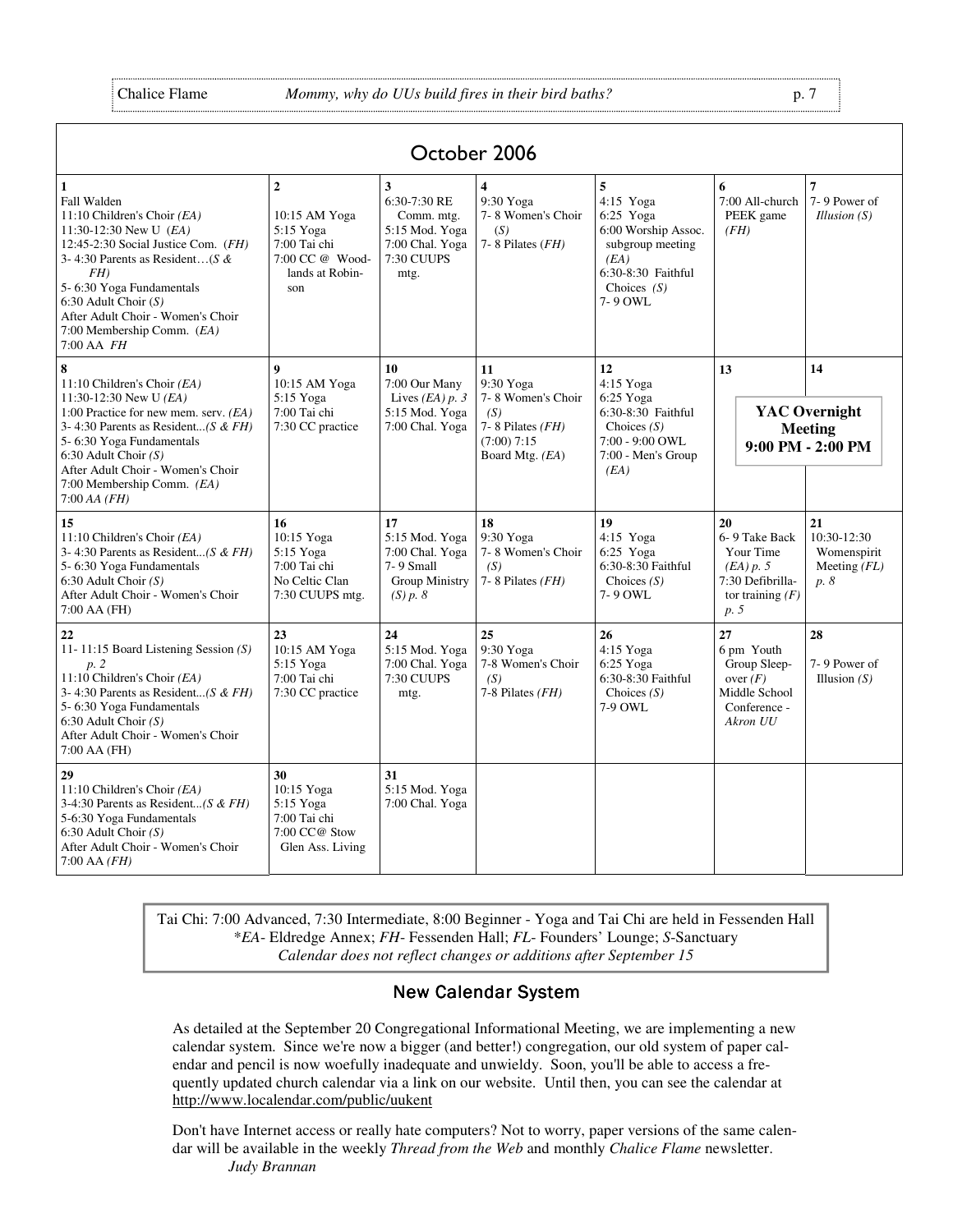## October 2006

| | | | | | | |
|---|---|---|---|---|---|---|
| **1**<br>Fall Walden<br>11:10 Children's Choir *(EA)*<br>11:30-12:30 New U *(EA)*<br>12:45-2:30 Social Justice Com. *(FH)*<br>3- 4:30 Parents as Resident…*(S & FH)*<br>5- 6:30 Yoga Fundamentals<br>6:30 Adult Choir *(S)*<br>After Adult Choir - Women's Choir<br>7:00 Membership Comm. *(EA)*<br>7:00 AA *FH* | **2**<br>10:15 AM Yoga<br>5:15 Yoga<br>7:00 Tai chi<br>7:00 CC @ Woodlands at Robinson | **3**<br>6:30-7:30 RE Comm. mtg.<br>5:15 Mod. Yoga<br>7:00 Chal. Yoga<br>7:30 CUUPS mtg. | **4**<br>9:30 Yoga<br>7- 8 Women's Choir *(S)*<br>7- 8 Pilates *(FH)* | **5**<br>4:15 Yoga<br>6:25 Yoga<br>6:00 Worship Assoc. subgroup meeting *(EA)*<br>6:30-8:30 Faithful Choices *(S)*<br>7- 9 OWL | **6**<br>7:00 All-church PEEK game *(FH)* | **7**<br>7- 9 Power of *Illusion (S)* |
| **8**<br>11:10 Children's Choir *(EA)*<br>11:30-12:30 New U *(EA)*<br>1:00 Practice for new mem. serv. *(EA)*<br>3- 4:30 Parents as Resident...*(S & FH)*<br>5- 6:30 Yoga Fundamentals<br>6:30 Adult Choir *(S)*<br>After Adult Choir - Women's Choir<br>7:00 Membership Comm. *(EA)*<br>7:00 *AA (FH)* | **9**<br>10:15 AM Yoga<br>5:15 Yoga<br>7:00 Tai chi<br>7:30 CC practice | **10**<br>7:00 Our Many Lives *(EA) p. 3*<br>5:15 Mod. Yoga<br>7:00 Chal. Yoga | **11**<br>9:30 Yoga<br>7- 8 Women's Choir *(S)*<br>7- 8 Pilates *(FH)*<br>(7:00) 7:15 Board Mtg. *(EA)* | **12**<br>4:15 Yoga<br>6:25 Yoga<br>6:30-8:30 Faithful Choices *(S)*<br>7:00 - 9:00 OWL<br>7:00 - Men's Group *(EA)* | **13**<br>**YAC Overnight Meeting 9:00 PM - 2:00 PM** | **14** |
| **15**<br>11:10 Children's Choir *(EA)*<br>3- 4:30 Parents as Resident...*(S & FH)*<br>5- 6:30 Yoga Fundamentals<br>6:30 Adult Choir *(S)*<br>After Adult Choir - Women's Choir<br>7:00 AA (FH) | **16**<br>10:15 Yoga<br>5:15 Yoga<br>7:00 Tai chi<br>No Celtic Clan<br>7:30 CUUPS mtg. | **17**<br>5:15 Mod. Yoga<br>7:00 Chal. Yoga<br>7- 9 Small Group Ministry *(S) p. 8* | **18**<br>9:30 Yoga<br>7- 8 Women's Choir *(S)*<br>7- 8 Pilates *(FH)* | **19**<br>4:15 Yoga<br>6:25 Yoga<br>6:30-8:30 Faithful Choices *(S)*<br>7- 9 OWL | **20**<br>6- 9 Take Back Your Time *(EA) p. 5*<br>7:30 Defibrillator training *(F) p. 5* | **21**<br>10:30-12:30 Womenspirit Meeting *(FL) p. 8* |
| **22**<br>11- 11:15 Board Listening Session *(S) p. 2*<br>11:10 Children's Choir *(EA)*<br>3- 4:30 Parents as Resident...*(S & FH)*<br>5- 6:30 Yoga Fundamentals<br>6:30 Adult Choir *(S)*<br>After Adult Choir - Women's Choir<br>7:00 AA (FH) | **23**<br>10:15 AM Yoga<br>5:15 Yoga<br>7:00 Tai chi<br>7:30 CC practice | **24**<br>5:15 Mod. Yoga<br>7:00 Chal. Yoga<br>7:30 CUUPS mtg. | **25**<br>9:30 Yoga<br>7-8 Women's Choir *(S)*<br>7-8 Pilates *(FH)* | **26**<br>4:15 Yoga<br>6:25 Yoga<br>6:30-8:30 Faithful Choices *(S)*<br>7-9 OWL | **27**<br>6 pm Youth Group Sleep-over *(F)*<br>Middle School Conference - *Akron UU* | **28**<br>7- 9 Power of Illusion *(S)* |
| **29**<br>11:10 Children's Choir *(EA)*<br>3-4:30 Parents as Resident...*(S & FH)*<br>5-6:30 Yoga Fundamentals<br>6:30 Adult Choir *(S)*<br>After Adult Choir - Women's Choir<br>7:00 AA *(FH)* | **30**<br>10:15 Yoga<br>5:15 Yoga<br>7:00 Tai chi<br>7:00 CC@ Stow Glen Ass. Living | **31**<br>5:15 Mod. Yoga<br>7:00 Chal. Yoga | | | | |

Tai Chi: 7:00 Advanced, 7:30 Intermediate, 8:00 Beginner - Yoga and Tai Chi are held in Fessenden Hall
**EA*- Eldredge Annex; *FH*- Fessenden Hall; *FL*- Founders' Lounge; *S*-Sanctuary
*Calendar does not reflect changes or additions after September 15*

## New Calendar System

As detailed at the September 20 Congregational Informational Meeting, we are implementing a new calendar system. Since we're now a bigger (and better!) congregation, our old system of paper calendar and pencil is now woefully inadequate and unwieldy. Soon, you'll be able to access a frequently updated church calendar via a link on our website. Until then, you can see the calendar at http://www.localendar.com/public/uukent

Don't have Internet access or really hate computers? Not to worry, paper versions of the same calendar will be available in the weekly *Thread from the Web* and monthly *Chalice Flame* newsletter.

*Judy Brannan*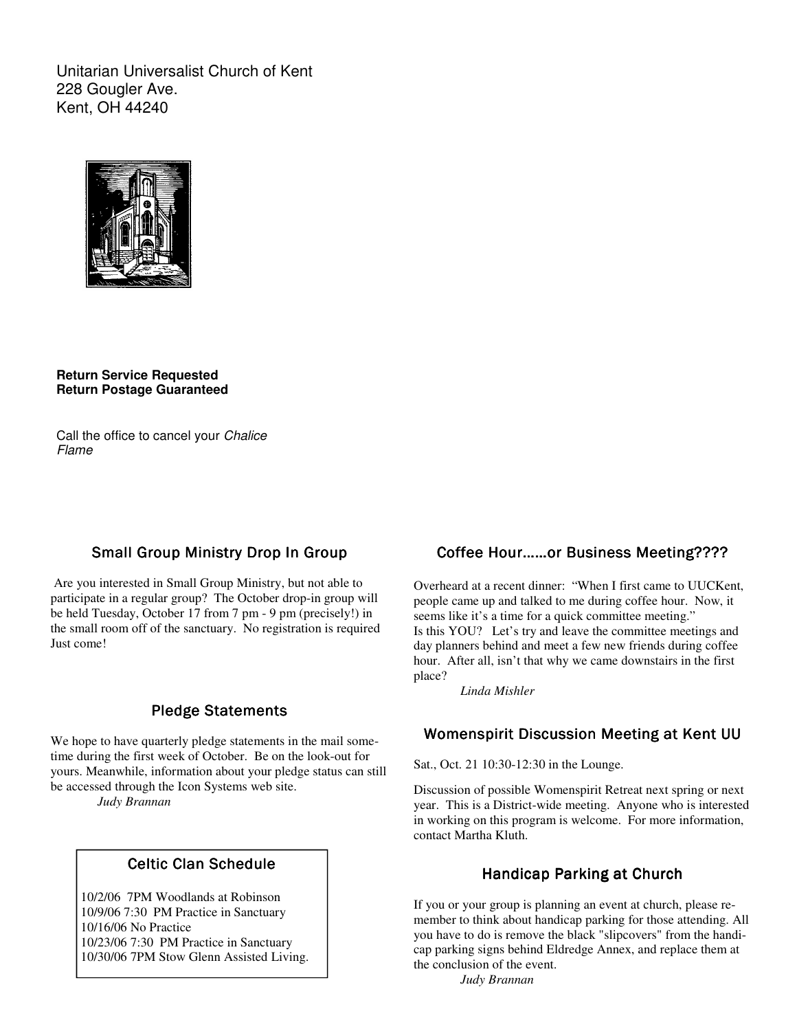Unitarian Universalist Church of Kent
228 Gougler Ave.
Kent, OH 44240

**Return Service Requested**
**Return Postage Guaranteed**

Call the office to cancel your *Chalice Flame*

## Small Group Ministry Drop In Group

Are you interested in Small Group Ministry, but not able to participate in a regular group? The October drop-in group will be held Tuesday, October 17 from 7 pm - 9 pm (precisely!) in the small room off of the sanctuary. No registration is required Just come!

## Pledge Statements

We hope to have quarterly pledge statements in the mail sometime during the first week of October. Be on the look-out for yours. Meanwhile, information about your pledge status can still be accessed through the Icon Systems web site.

*Judy Brannan*

## Celtic Clan Schedule

10/2/06 7PM Woodlands at Robinson
10/9/06 7:30 PM Practice in Sanctuary
10/16/06 No Practice
10/23/06 7:30 PM Practice in Sanctuary
10/30/06 7PM Stow Glenn Assisted Living.

## Coffee Hour……or Business Meeting????

Overheard at a recent dinner: "When I first came to UUCKent, people came up and talked to me during coffee hour. Now, it seems like it's a time for a quick committee meeting."
Is this YOU? Let's try and leave the committee meetings and day planners behind and meet a few new friends during coffee hour. After all, isn't that why we came downstairs in the first place?

*Linda Mishler*

## Womenspirit Discussion Meeting at Kent UU

Sat., Oct. 21 10:30-12:30 in the Lounge.

Discussion of possible Womenspirit Retreat next spring or next year. This is a District-wide meeting. Anyone who is interested in working on this program is welcome. For more information, contact Martha Kluth.

## Handicap Parking at Church

If you or your group is planning an event at church, please remember to think about handicap parking for those attending. All you have to do is remove the black "slipcovers" from the handicap parking signs behind Eldredge Annex, and replace them at the conclusion of the event.

*Judy Brannan*